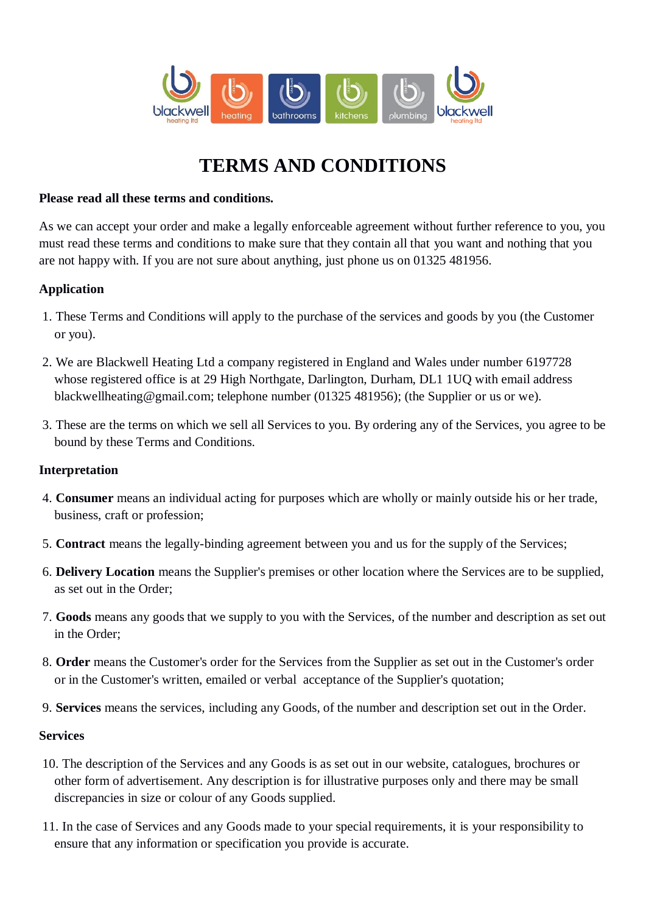# TERMS AND CONDITIONS

**Please read all these terms and conditions.**

As we can accept your order and make a legally enforceable agreement without further reference to you, you must read these terms and conditions to make sure that they contain all that you want and nothing that you are not happy with. If you are not sure about anything, just phone us on 01325 481956.

## Application

1. These Terms and Conditions will apply to the purchase of the services and goods by you (the Customer or you).

2. We are Blackwell Heating Ltd a company registered in England and Wales under number 6197728 whose registered office is at 29 High Northgate, Darlington, Durham, DL1 1UQ with email address blackwellheating@gmail.com; telephone number (01325 481956); (the Supplier or us or we).

3. These are the terms on which we sell all Services to you. By ordering any of the Services, you agree to be bound by these Terms and Conditions.

## Interpretation

4. **Consumer** means an individual acting for purposes which are wholly or mainly outside his or her trade, business, craft or profession;

5. **Contract** means the legally-binding agreement between you and us for the supply of the Services;

6. **Delivery Location** means the Supplier's premises or other location where the Services are to be supplied, as set out in the Order;

7. **Goods** means any goods that we supply to you with the Services, of the number and description as set out in the Order;

8. **Order** means the Customer's order for the Services from the Supplier as set out in the Customer's order or in the Customer's written, emailed or verbal acceptance of the Supplier's quotation;

9. **Services** means the services, including any Goods, of the number and description set out in the Order.

## Services

10. The description of the Services and any Goods is as set out in our website, catalogues, brochures or other form of advertisement. Any description is for illustrative purposes only and there may be small discrepancies in size or colour of any Goods supplied.

11. In the case of Services and any Goods made to your special requirements, it is your responsibility to ensure that any information or specification you provide is accurate.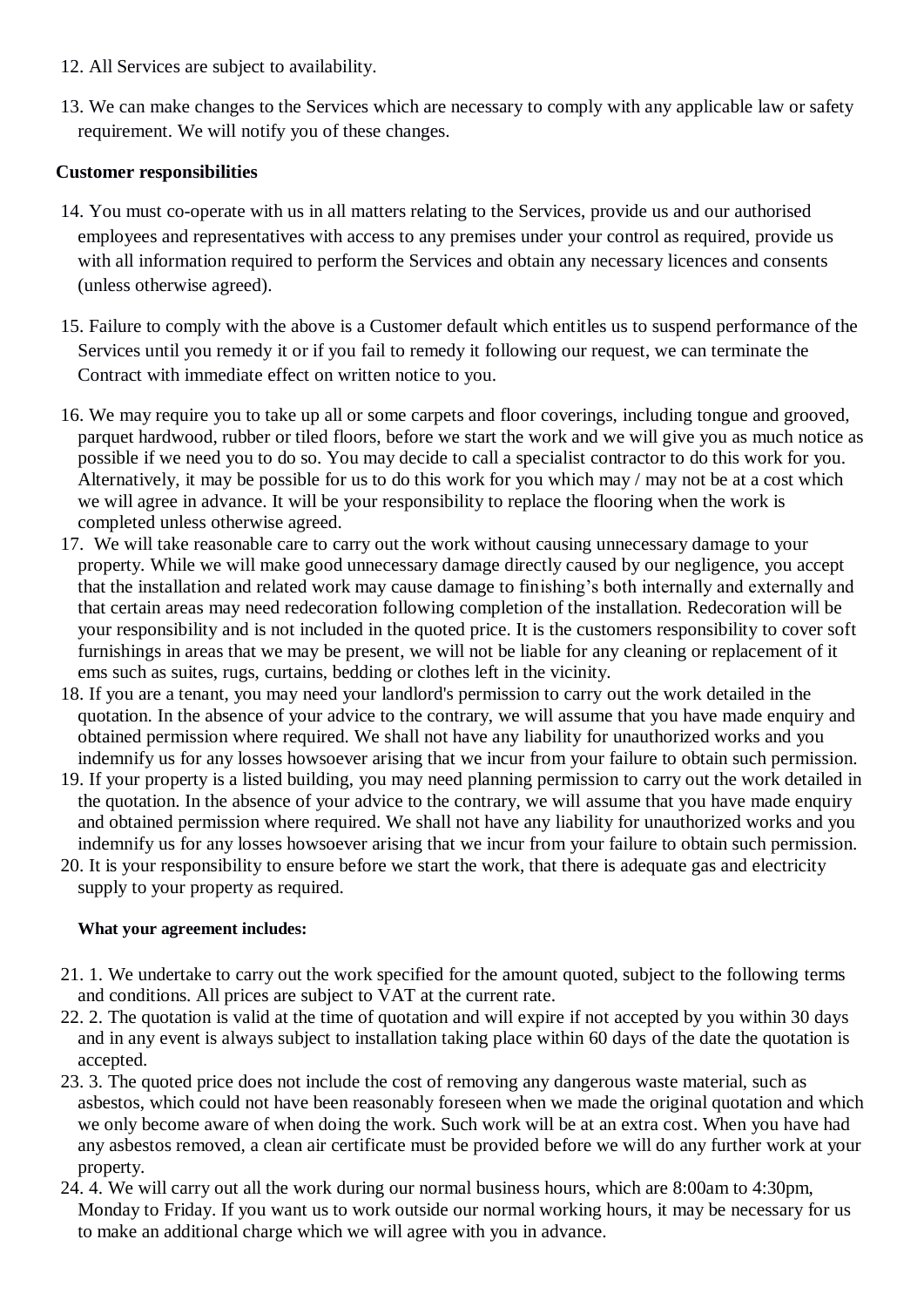12. All Services are subject to availability.

13. We can make changes to the Services which are necessary to comply with any applicable law or safety requirement. We will notify you of these changes.

**Customer responsibilities**

14. You must co-operate with us in all matters relating to the Services, provide us and our authorised employees and representatives with access to any premises under your control as required, provide us with all information required to perform the Services and obtain any necessary licences and consents (unless otherwise agreed).

15. Failure to comply with the above is a Customer default which entitles us to suspend performance of the Services until you remedy it or if you fail to remedy it following our request, we can terminate the Contract with immediate effect on written notice to you.

16. We may require you to take up all or some carpets and floor coverings, including tongue and grooved, parquet hardwood, rubber or tiled floors, before we start the work and we will give you as much notice as possible if we need you to do so. You may decide to call a specialist contractor to do this work for you. Alternatively, it may be possible for us to do this work for you which may / may not be at a cost which we will agree in advance. It will be your responsibility to replace the flooring when the work is completed unless otherwise agreed.
17. We will take reasonable care to carry out the work without causing unnecessary damage to your property. While we will make good unnecessary damage directly caused by our negligence, you accept that the installation and related work may cause damage to finishing's both internally and externally and that certain areas may need redecoration following completion of the installation. Redecoration will be your responsibility and is not included in the quoted price. It is the customers responsibility to cover soft furnishings in areas that we may be present, we will not be liable for any cleaning or replacement of it ems such as suites, rugs, curtains, bedding or clothes left in the vicinity.
18. If you are a tenant, you may need your landlord's permission to carry out the work detailed in the quotation. In the absence of your advice to the contrary, we will assume that you have made enquiry and obtained permission where required. We shall not have any liability for unauthorized works and you indemnify us for any losses howsoever arising that we incur from your failure to obtain such permission.
19. If your property is a listed building, you may need planning permission to carry out the work detailed in the quotation. In the absence of your advice to the contrary, we will assume that you have made enquiry and obtained permission where required. We shall not have any liability for unauthorized works and you indemnify us for any losses howsoever arising that we incur from your failure to obtain such permission.
20. It is your responsibility to ensure before we start the work, that there is adequate gas and electricity supply to your property as required.

**What your agreement includes:**

21. 1. We undertake to carry out the work specified for the amount quoted, subject to the following terms and conditions. All prices are subject to VAT at the current rate.
22. 2. The quotation is valid at the time of quotation and will expire if not accepted by you within 30 days and in any event is always subject to installation taking place within 60 days of the date the quotation is accepted.
23. 3. The quoted price does not include the cost of removing any dangerous waste material, such as asbestos, which could not have been reasonably foreseen when we made the original quotation and which we only become aware of when doing the work. Such work will be at an extra cost. When you have had any asbestos removed, a clean air certificate must be provided before we will do any further work at your property.
24. 4. We will carry out all the work during our normal business hours, which are 8:00am to 4:30pm, Monday to Friday. If you want us to work outside our normal working hours, it may be necessary for us to make an additional charge which we will agree with you in advance.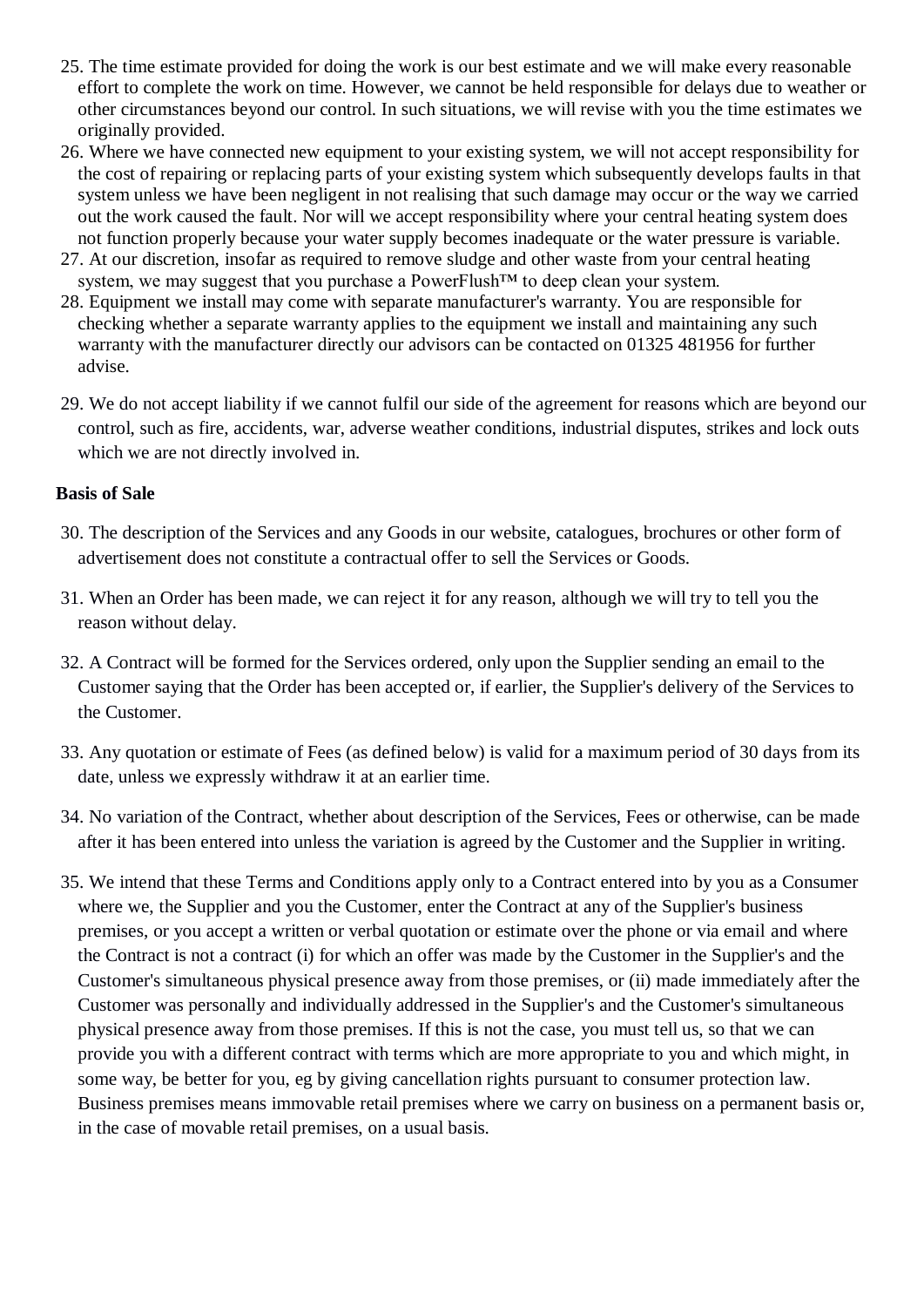25. The time estimate provided for doing the work is our best estimate and we will make every reasonable effort to complete the work on time. However, we cannot be held responsible for delays due to weather or other circumstances beyond our control. In such situations, we will revise with you the time estimates we originally provided.
26. Where we have connected new equipment to your existing system, we will not accept responsibility for the cost of repairing or replacing parts of your existing system which subsequently develops faults in that system unless we have been negligent in not realising that such damage may occur or the way we carried out the work caused the fault. Nor will we accept responsibility where your central heating system does not function properly because your water supply becomes inadequate or the water pressure is variable.
27. At our discretion, insofar as required to remove sludge and other waste from your central heating system, we may suggest that you purchase a PowerFlush™ to deep clean your system.
28. Equipment we install may come with separate manufacturer's warranty. You are responsible for checking whether a separate warranty applies to the equipment we install and maintaining any such warranty with the manufacturer directly our advisors can be contacted on 01325 481956 for further advise.
29. We do not accept liability if we cannot fulfil our side of the agreement for reasons which are beyond our control, such as fire, accidents, war, adverse weather conditions, industrial disputes, strikes and lock outs which we are not directly involved in.

**Basis of Sale**

30. The description of the Services and any Goods in our website, catalogues, brochures or other form of advertisement does not constitute a contractual offer to sell the Services or Goods.
31. When an Order has been made, we can reject it for any reason, although we will try to tell you the reason without delay.
32. A Contract will be formed for the Services ordered, only upon the Supplier sending an email to the Customer saying that the Order has been accepted or, if earlier, the Supplier's delivery of the Services to the Customer.
33. Any quotation or estimate of Fees (as defined below) is valid for a maximum period of 30 days from its date, unless we expressly withdraw it at an earlier time.
34. No variation of the Contract, whether about description of the Services, Fees or otherwise, can be made after it has been entered into unless the variation is agreed by the Customer and the Supplier in writing.
35. We intend that these Terms and Conditions apply only to a Contract entered into by you as a Consumer where we, the Supplier and you the Customer, enter the Contract at any of the Supplier's business premises, or you accept a written or verbal quotation or estimate over the phone or via email and where the Contract is not a contract (i) for which an offer was made by the Customer in the Supplier's and the Customer's simultaneous physical presence away from those premises, or (ii) made immediately after the Customer was personally and individually addressed in the Supplier's and the Customer's simultaneous physical presence away from those premises. If this is not the case, you must tell us, so that we can provide you with a different contract with terms which are more appropriate to you and which might, in some way, be better for you, eg by giving cancellation rights pursuant to consumer protection law. Business premises means immovable retail premises where we carry on business on a permanent basis or, in the case of movable retail premises, on a usual basis.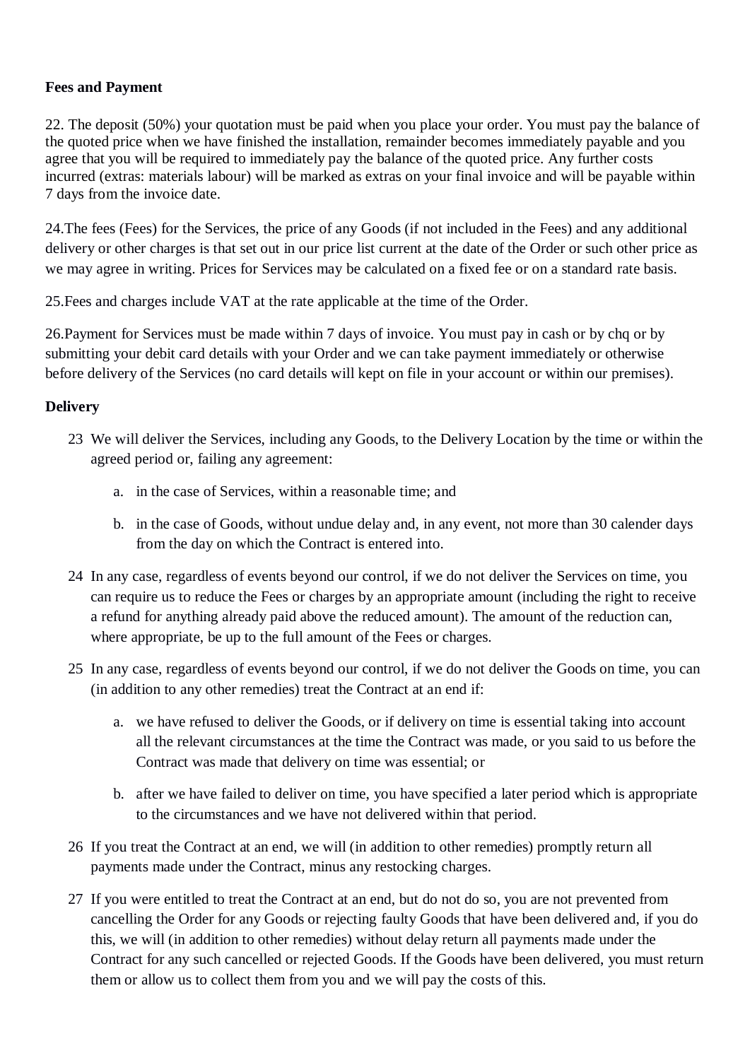**Fees and Payment**

22. The deposit (50%) your quotation must be paid when you place your order. You must pay the balance of the quoted price when we have finished the installation, remainder becomes immediately payable and you agree that you will be required to immediately pay the balance of the quoted price. Any further costs incurred (extras: materials labour) will be marked as extras on your final invoice and will be payable within 7 days from the invoice date.

24.The fees (Fees) for the Services, the price of any Goods (if not included in the Fees) and any additional delivery or other charges is that set out in our price list current at the date of the Order or such other price as we may agree in writing. Prices for Services may be calculated on a fixed fee or on a standard rate basis.

25.Fees and charges include VAT at the rate applicable at the time of the Order.

26.Payment for Services must be made within 7 days of invoice. You must pay in cash or by chq or by submitting your debit card details with your Order and we can take payment immediately or otherwise before delivery of the Services (no card details will kept on file in your account or within our premises).

**Delivery**

23 We will deliver the Services, including any Goods, to the Delivery Location by the time or within the agreed period or, failing any agreement:

  a. in the case of Services, within a reasonable time; and

  b. in the case of Goods, without undue delay and, in any event, not more than 30 calender days from the day on which the Contract is entered into.

24 In any case, regardless of events beyond our control, if we do not deliver the Services on time, you can require us to reduce the Fees or charges by an appropriate amount (including the right to receive a refund for anything already paid above the reduced amount). The amount of the reduction can, where appropriate, be up to the full amount of the Fees or charges.

25 In any case, regardless of events beyond our control, if we do not deliver the Goods on time, you can (in addition to any other remedies) treat the Contract at an end if:

  a. we have refused to deliver the Goods, or if delivery on time is essential taking into account all the relevant circumstances at the time the Contract was made, or you said to us before the Contract was made that delivery on time was essential; or

  b. after we have failed to deliver on time, you have specified a later period which is appropriate to the circumstances and we have not delivered within that period.

26 If you treat the Contract at an end, we will (in addition to other remedies) promptly return all payments made under the Contract, minus any restocking charges.

27 If you were entitled to treat the Contract at an end, but do not do so, you are not prevented from cancelling the Order for any Goods or rejecting faulty Goods that have been delivered and, if you do this, we will (in addition to other remedies) without delay return all payments made under the Contract for any such cancelled or rejected Goods. If the Goods have been delivered, you must return them or allow us to collect them from you and we will pay the costs of this.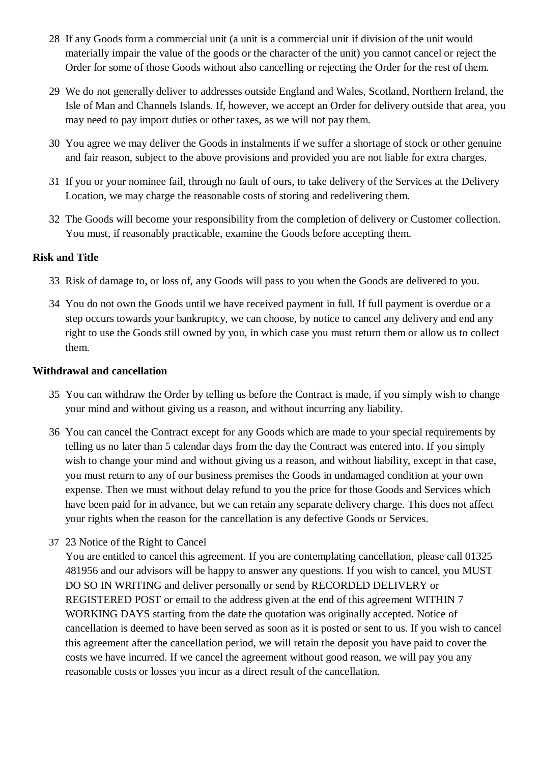28 If any Goods form a commercial unit (a unit is a commercial unit if division of the unit would materially impair the value of the goods or the character of the unit) you cannot cancel or reject the Order for some of those Goods without also cancelling or rejecting the Order for the rest of them.

29 We do not generally deliver to addresses outside England and Wales, Scotland, Northern Ireland, the Isle of Man and Channels Islands. If, however, we accept an Order for delivery outside that area, you may need to pay import duties or other taxes, as we will not pay them.

30 You agree we may deliver the Goods in instalments if we suffer a shortage of stock or other genuine and fair reason, subject to the above provisions and provided you are not liable for extra charges.

31 If you or your nominee fail, through no fault of ours, to take delivery of the Services at the Delivery Location, we may charge the reasonable costs of storing and redelivering them.

32 The Goods will become your responsibility from the completion of delivery or Customer collection. You must, if reasonably practicable, examine the Goods before accepting them.

**Risk and Title**

33 Risk of damage to, or loss of, any Goods will pass to you when the Goods are delivered to you.

34 You do not own the Goods until we have received payment in full. If full payment is overdue or a step occurs towards your bankruptcy, we can choose, by notice to cancel any delivery and end any right to use the Goods still owned by you, in which case you must return them or allow us to collect them.

**Withdrawal and cancellation**

35 You can withdraw the Order by telling us before the Contract is made, if you simply wish to change your mind and without giving us a reason, and without incurring any liability.

36 You can cancel the Contract except for any Goods which are made to your special requirements by telling us no later than 5 calendar days from the day the Contract was entered into. If you simply wish to change your mind and without giving us a reason, and without liability, except in that case, you must return to any of our business premises the Goods in undamaged condition at your own expense. Then we must without delay refund to you the price for those Goods and Services which have been paid for in advance, but we can retain any separate delivery charge. This does not affect your rights when the reason for the cancellation is any defective Goods or Services.

37 23 Notice of the Right to Cancel
You are entitled to cancel this agreement. If you are contemplating cancellation, please call 01325 481956 and our advisors will be happy to answer any questions. If you wish to cancel, you MUST DO SO IN WRITING and deliver personally or send by RECORDED DELIVERY or REGISTERED POST or email to the address given at the end of this agreement WITHIN 7 WORKING DAYS starting from the date the quotation was originally accepted. Notice of cancellation is deemed to have been served as soon as it is posted or sent to us. If you wish to cancel this agreement after the cancellation period, we will retain the deposit you have paid to cover the costs we have incurred. If we cancel the agreement without good reason, we will pay you any reasonable costs or losses you incur as a direct result of the cancellation.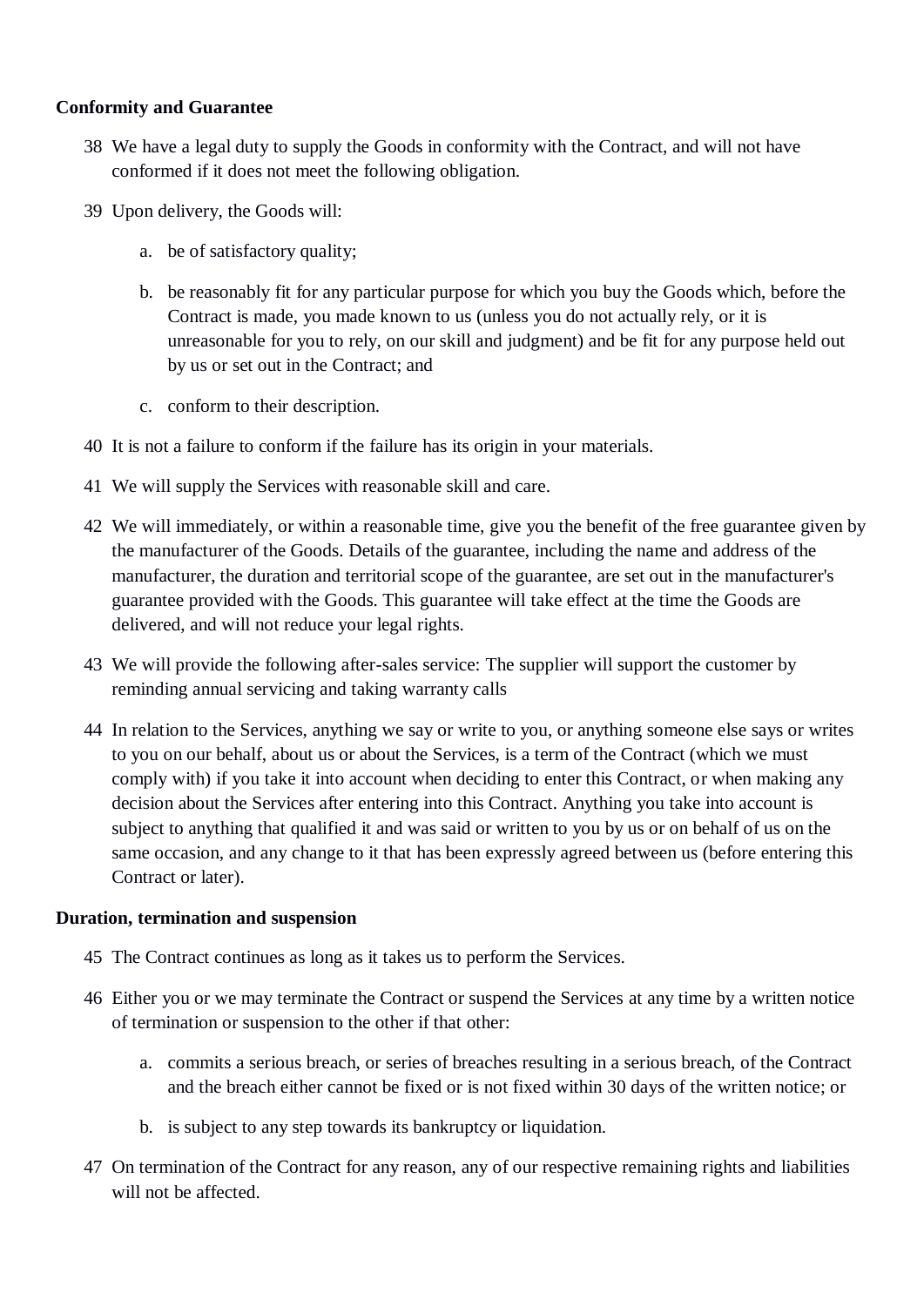**Conformity and Guarantee**

38 We have a legal duty to supply the Goods in conformity with the Contract, and will not have conformed if it does not meet the following obligation.

39 Upon delivery, the Goods will:

   a. be of satisfactory quality;

   b. be reasonably fit for any particular purpose for which you buy the Goods which, before the Contract is made, you made known to us (unless you do not actually rely, or it is unreasonable for you to rely, on our skill and judgment) and be fit for any purpose held out by us or set out in the Contract; and

   c. conform to their description.

40 It is not a failure to conform if the failure has its origin in your materials.

41 We will supply the Services with reasonable skill and care.

42 We will immediately, or within a reasonable time, give you the benefit of the free guarantee given by the manufacturer of the Goods. Details of the guarantee, including the name and address of the manufacturer, the duration and territorial scope of the guarantee, are set out in the manufacturer's guarantee provided with the Goods. This guarantee will take effect at the time the Goods are delivered, and will not reduce your legal rights.

43 We will provide the following after-sales service: The supplier will support the customer by reminding annual servicing and taking warranty calls

44 In relation to the Services, anything we say or write to you, or anything someone else says or writes to you on our behalf, about us or about the Services, is a term of the Contract (which we must comply with) if you take it into account when deciding to enter this Contract, or when making any decision about the Services after entering into this Contract. Anything you take into account is subject to anything that qualified it and was said or written to you by us or on behalf of us on the same occasion, and any change to it that has been expressly agreed between us (before entering this Contract or later).

**Duration, termination and suspension**

45 The Contract continues as long as it takes us to perform the Services.

46 Either you or we may terminate the Contract or suspend the Services at any time by a written notice of termination or suspension to the other if that other:

   a. commits a serious breach, or series of breaches resulting in a serious breach, of the Contract and the breach either cannot be fixed or is not fixed within 30 days of the written notice; or

   b. is subject to any step towards its bankruptcy or liquidation.

47 On termination of the Contract for any reason, any of our respective remaining rights and liabilities will not be affected.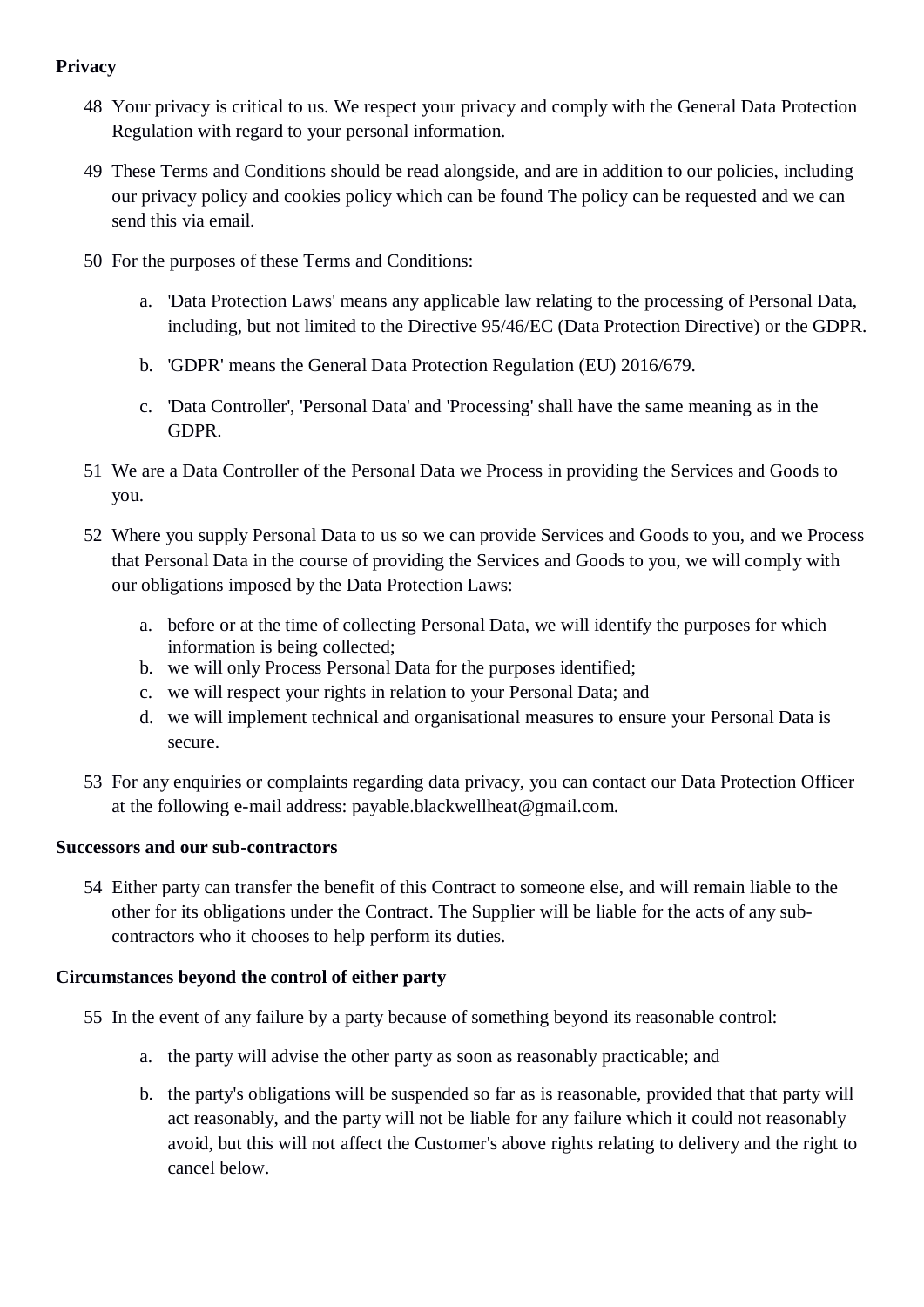**Privacy**

48 Your privacy is critical to us. We respect your privacy and comply with the General Data Protection Regulation with regard to your personal information.

49 These Terms and Conditions should be read alongside, and are in addition to our policies, including our privacy policy and cookies policy which can be found The policy can be requested and we can send this via email.

50 For the purposes of these Terms and Conditions:

   a. 'Data Protection Laws' means any applicable law relating to the processing of Personal Data, including, but not limited to the Directive 95/46/EC (Data Protection Directive) or the GDPR.

   b. 'GDPR' means the General Data Protection Regulation (EU) 2016/679.

   c. 'Data Controller', 'Personal Data' and 'Processing' shall have the same meaning as in the GDPR.

51 We are a Data Controller of the Personal Data we Process in providing the Services and Goods to you.

52 Where you supply Personal Data to us so we can provide Services and Goods to you, and we Process that Personal Data in the course of providing the Services and Goods to you, we will comply with our obligations imposed by the Data Protection Laws:

   a. before or at the time of collecting Personal Data, we will identify the purposes for which information is being collected;
   b. we will only Process Personal Data for the purposes identified;
   c. we will respect your rights in relation to your Personal Data; and
   d. we will implement technical and organisational measures to ensure your Personal Data is secure.

53 For any enquiries or complaints regarding data privacy, you can contact our Data Protection Officer at the following e-mail address: payable.blackwellheat@gmail.com.

**Successors and our sub-contractors**

54 Either party can transfer the benefit of this Contract to someone else, and will remain liable to the other for its obligations under the Contract. The Supplier will be liable for the acts of any sub-contractors who it chooses to help perform its duties.

**Circumstances beyond the control of either party**

55 In the event of any failure by a party because of something beyond its reasonable control:

   a. the party will advise the other party as soon as reasonably practicable; and

   b. the party's obligations will be suspended so far as is reasonable, provided that that party will act reasonably, and the party will not be liable for any failure which it could not reasonably avoid, but this will not affect the Customer's above rights relating to delivery and the right to cancel below.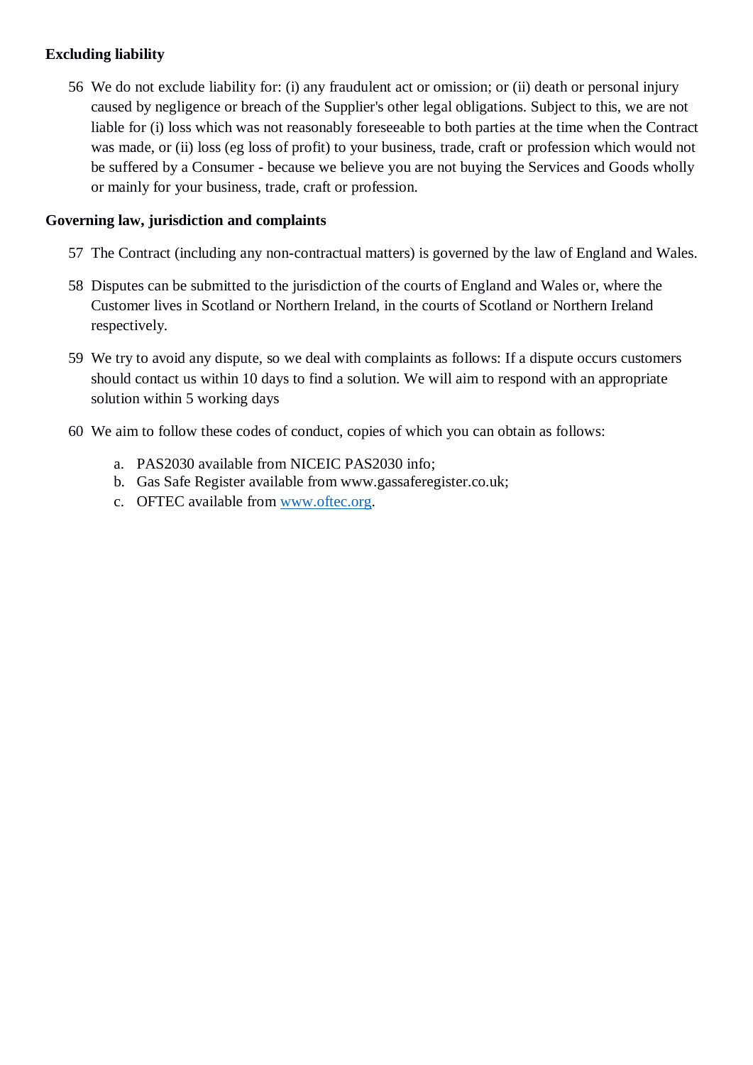**Excluding liability**

56 We do not exclude liability for: (i) any fraudulent act or omission; or (ii) death or personal injury caused by negligence or breach of the Supplier's other legal obligations. Subject to this, we are not liable for (i) loss which was not reasonably foreseeable to both parties at the time when the Contract was made, or (ii) loss (eg loss of profit) to your business, trade, craft or profession which would not be suffered by a Consumer - because we believe you are not buying the Services and Goods wholly or mainly for your business, trade, craft or profession.

**Governing law, jurisdiction and complaints**

57 The Contract (including any non-contractual matters) is governed by the law of England and Wales.

58 Disputes can be submitted to the jurisdiction of the courts of England and Wales or, where the Customer lives in Scotland or Northern Ireland, in the courts of Scotland or Northern Ireland respectively.

59 We try to avoid any dispute, so we deal with complaints as follows: If a dispute occurs customers should contact us within 10 days to find a solution. We will aim to respond with an appropriate solution within 5 working days

60 We aim to follow these codes of conduct, copies of which you can obtain as follows:

a. PAS2030 available from NICEIC PAS2030 info;
b. Gas Safe Register available from www.gassaferegister.co.uk;
c. OFTEC available from [www.oftec.org](http://www.oftec.org).